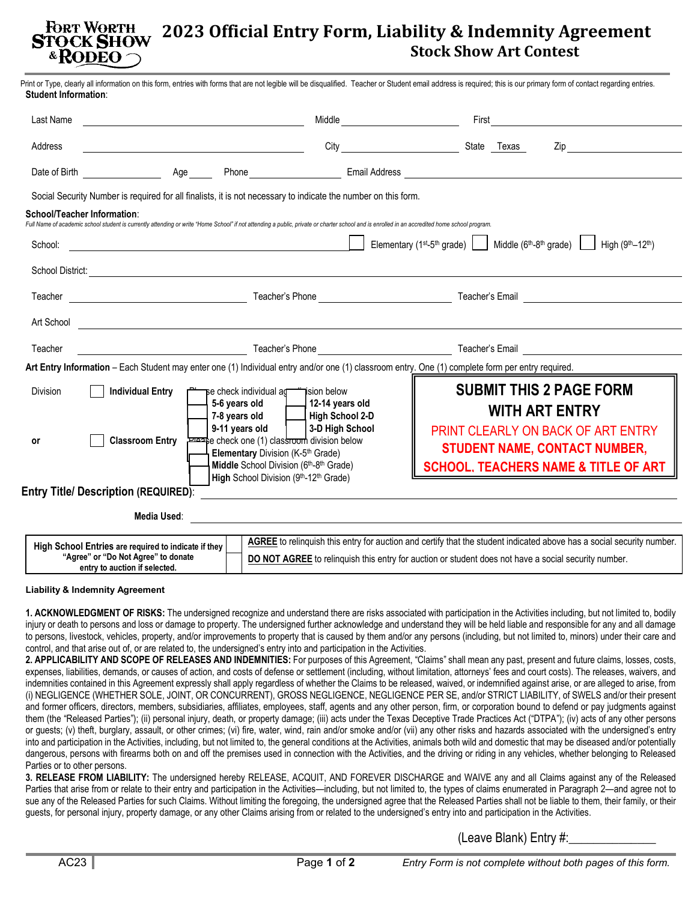# 2023 Official Entry Form, Liability & Indemnity Agreement

## Stock Show Art Contest

Fort Worth Stock Show & Rodeo

Print or Type, clearly all information on this form, entries with forms that are not legible will be disqualified. Teacher or Student email address is required; this is our primary form of contact regarding entries.

**Student Information**:

Last Name ________________ Middle ________________ First ________________

Address ________________ City ________________ State Texas Zip ________________

Date of Birth ________________ Age ____ Phone ________________ Email Address ________________

Social Security Number is required for all finalists, it is not necessary to indicate the number on this form.

**School/Teacher Information**:

*Full Name of academic school student is currently attending or write "Home School" if not attending a public, private or charter school and is enrolled in an accredited home school program.*

School: ________________ ☐ Elementary (1st-5th grade) ☐ Middle (6th-8th grade) ☐ High (9th–12th)

School District: ________________

Teacher ________________ Teacher's Phone ________________ Teacher's Email ________________

Art School ________________

Teacher ________________ Teacher's Phone ________________ Teacher's Email ________________

**Art Entry Information** – Each Student may enter one (1) Individual entry and/or one (1) classroom entry. One (1) complete form per entry required.

Division ☐ **Individual Entry** Please check individual age division below

- ☐ **5-6 years old**
- ☐ **7-8 years old**
- ☐ **9-11 years old**
- ☐ **12-14 years old**
- ☐ **High School 2-D**
- ☐ **3-D High School**

or ☐ **Classroom Entry** Please check one (1) classroom division below

- ☐ **Elementary** Division (K-5th Grade)
- ☐ **Middle** School Division (6th-8th Grade)
- ☐ **High** School Division (9th-12th Grade)

**SUBMIT THIS 2 PAGE FORM WITH ART ENTRY**

PRINT CLEARLY ON BACK OF ART ENTRY **STUDENT NAME, CONTACT NUMBER, SCHOOL, TEACHERS NAME & TITLE OF ART**

**Entry Title/ Description (REQUIRED)**: ________________

**Media Used**: ________________

| **High School Entries** are required to indicate if they "Agree" or "Do Not Agree" to donate entry to auction if selected. | ☐ | **AGREE** to relinquish this entry for auction and certify that the student indicated above has a social security number. |
|---|---|---|
| | ☐ | **DO NOT AGREE** to relinquish this entry for auction or student does not have a social security number. |

**Liability & Indemnity Agreement**

**1. ACKNOWLEDGMENT OF RISKS:** The undersigned recognize and understand there are risks associated with participation in the Activities including, but not limited to, bodily injury or death to persons and loss or damage to property. The undersigned further acknowledge and understand they will be held liable and responsible for any and all damage to persons, livestock, vehicles, property, and/or improvements to property that is caused by them and/or any persons (including, but not limited to, minors) under their care and control, and that arise out of, or are related to, the undersigned's entry into and participation in the Activities.

**2. APPLICABILITY AND SCOPE OF RELEASES AND INDEMNITIES:** For purposes of this Agreement, "Claims" shall mean any past, present and future claims, losses, costs, expenses, liabilities, demands, or causes of action, and costs of defense or settlement (including, without limitation, attorneys' fees and court costs). The releases, waivers, and indemnities contained in this Agreement expressly shall apply regardless of whether the Claims to be released, waived, or indemnified against arise, or are alleged to arise, from (i) NEGLIGENCE (WHETHER SOLE, JOINT, OR CONCURRENT), GROSS NEGLIGENCE, NEGLIGENCE PER SE, and/or STRICT LIABILITY, of SWELS and/or their present and former officers, directors, members, subsidiaries, affiliates, employees, staff, agents and any other person, firm, or corporation bound to defend or pay judgments against them (the "Released Parties"); (ii) personal injury, death, or property damage; (iii) acts under the Texas Deceptive Trade Practices Act ("DTPA"); (iv) acts of any other persons or guests; (v) theft, burglary, assault, or other crimes; (vi) fire, water, wind, rain and/or smoke and/or (vii) any other risks and hazards associated with the undersigned's entry into and participation in the Activities, including, but not limited to, the general conditions at the Activities, animals both wild and domestic that may be diseased and/or potentially dangerous, persons with firearms both on and off the premises used in connection with the Activities, and the driving or riding in any vehicles, whether belonging to Released Parties or to other persons.

**3. RELEASE FROM LIABILITY:** The undersigned hereby RELEASE, ACQUIT, AND FOREVER DISCHARGE and WAIVE any and all Claims against any of the Released Parties that arise from or relate to their entry and participation in the Activities—including, but not limited to, the types of claims enumerated in Paragraph 2—and agree not to sue any of the Released Parties for such Claims. Without limiting the foregoing, the undersigned agree that the Released Parties shall not be liable to them, their family, or their guests, for personal injury, property damage, or any other Claims arising from or related to the undersigned's entry into and participation in the Activities.

(Leave Blank) Entry #:______________

AC23

*Entry Form is not complete without both pages of this form.*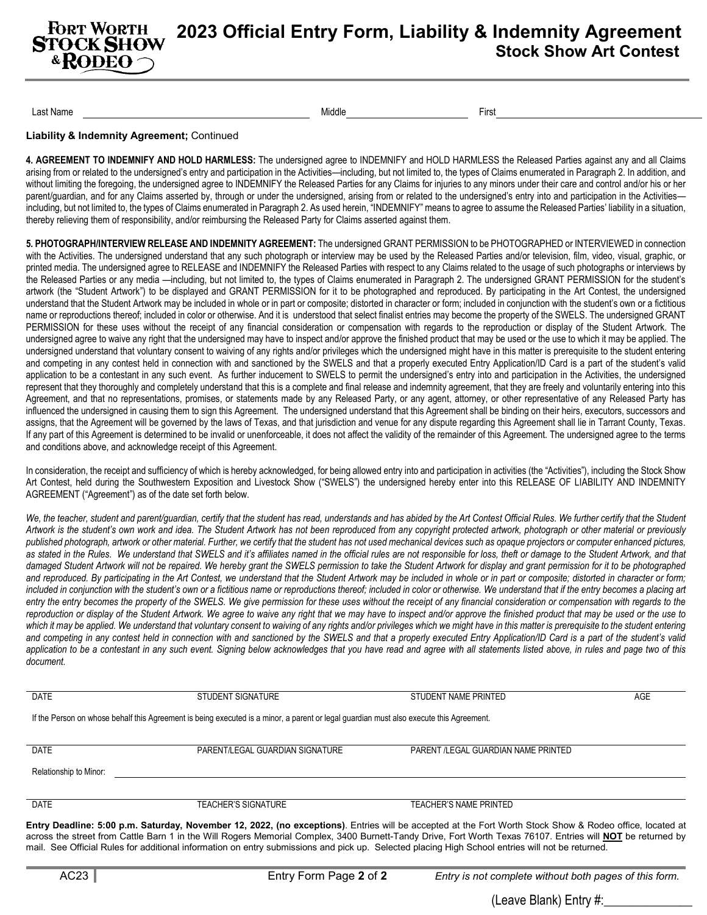# 2023 Official Entry Form, Liability & Indemnity Agreement
## Stock Show Art Contest

Last Name ______________________ Middle ______________ First ______________________

**Liability & Indemnity Agreement;** Continued

**4. AGREEMENT TO INDEMNIFY AND HOLD HARMLESS:** The undersigned agree to INDEMNIFY and HOLD HARMLESS the Released Parties against any and all Claims arising from or related to the undersigned's entry and participation in the Activities—including, but not limited to, the types of Claims enumerated in Paragraph 2. In addition, and without limiting the foregoing, the undersigned agree to INDEMNIFY the Released Parties for any Claims for injuries to any minors under their care and control and/or his or her parent/guardian, and for any Claims asserted by, through or under the undersigned, arising from or related to the undersigned's entry into and participation in the Activities—including, but not limited to, the types of Claims enumerated in Paragraph 2. As used herein, "INDEMNIFY" means to agree to assume the Released Parties' liability in a situation, thereby relieving them of responsibility, and/or reimbursing the Released Party for Claims asserted against them.

**5. PHOTOGRAPH/INTERVIEW RELEASE AND INDEMNITY AGREEMENT:** The undersigned GRANT PERMISSION to be PHOTOGRAPHED or INTERVIEWED in connection with the Activities. The undersigned understand that any such photograph or interview may be used by the Released Parties and/or television, film, video, visual, graphic, or printed media. The undersigned agree to RELEASE and INDEMNIFY the Released Parties with respect to any Claims related to the usage of such photographs or interviews by the Released Parties or any media —including, but not limited to, the types of Claims enumerated in Paragraph 2. The undersigned GRANT PERMISSION for the student's artwork (the "Student Artwork") to be displayed and GRANT PERMISSION for it to be photographed and reproduced. By participating in the Art Contest, the undersigned understand that the Student Artwork may be included in whole or in part or composite; distorted in character or form; included in conjunction with the student's own or a fictitious name or reproductions thereof; included in color or otherwise. And it is understood that select finalist entries may become the property of the SWELS. The undersigned GRANT PERMISSION for these uses without the receipt of any financial consideration or compensation with regards to the reproduction or display of the Student Artwork. The undersigned agree to waive any right that the undersigned may have to inspect and/or approve the finished product that may be used or the use to which it may be applied. The undersigned understand that voluntary consent to waiving of any rights and/or privileges which the undersigned might have in this matter is prerequisite to the student entering and competing in any contest held in connection with and sanctioned by the SWELS and that a properly executed Entry Application/ID Card is a part of the student's valid application to be a contestant in any such event. As further inducement to SWELS to permit the undersigned's entry into and participation in the Activities, the undersigned represent that they thoroughly and completely understand that this is a complete and final release and indemnity agreement, that they are freely and voluntarily entering into this Agreement, and that no representations, promises, or statements made by any Released Party, or any agent, attorney, or other representative of any Released Party has influenced the undersigned in causing them to sign this Agreement. The undersigned understand that this Agreement shall be binding on their heirs, executors, successors and assigns, that the Agreement will be governed by the laws of Texas, and that jurisdiction and venue for any dispute regarding this Agreement shall lie in Tarrant County, Texas. If any part of this Agreement is determined to be invalid or unenforceable, it does not affect the validity of the remainder of this Agreement. The undersigned agree to the terms and conditions above, and acknowledge receipt of this Agreement.

In consideration, the receipt and sufficiency of which is hereby acknowledged, for being allowed entry into and participation in activities (the "Activities"), including the Stock Show Art Contest, held during the Southwestern Exposition and Livestock Show ("SWELS") the undersigned hereby enter into this RELEASE OF LIABILITY AND INDEMNITY AGREEMENT ("Agreement") as of the date set forth below.

*We, the teacher, student and parent/guardian, certify that the student has read, understands and has abided by the Art Contest Official Rules. We further certify that the Student Artwork is the student's own work and idea. The Student Artwork has not been reproduced from any copyright protected artwork, photograph or other material or previously published photograph, artwork or other material. Further, we certify that the student has not used mechanical devices such as opaque projectors or computer enhanced pictures, as stated in the Rules. We understand that SWELS and it's affiliates named in the official rules are not responsible for loss, theft or damage to the Student Artwork, and that damaged Student Artwork will not be repaired. We hereby grant the SWELS permission to take the Student Artwork for display and grant permission for it to be photographed and reproduced. By participating in the Art Contest, we understand that the Student Artwork may be included in whole or in part or composite; distorted in character or form; included in conjunction with the student's own or a fictitious name or reproductions thereof; included in color or otherwise. We understand that if the entry becomes a placing art entry the entry becomes the property of the SWELS. We give permission for these uses without the receipt of any financial consideration or compensation with regards to the reproduction or display of the Student Artwork. We agree to waive any right that we may have to inspect and/or approve the finished product that may be used or the use to which it may be applied. We understand that voluntary consent to waiving of any rights and/or privileges which we might have in this matter is prerequisite to the student entering and competing in any contest held in connection with and sanctioned by the SWELS and that a properly executed Entry Application/ID Card is a part of the student's valid application to be a contestant in any such event. Signing below acknowledges that you have read and agree with all statements listed above, in rules and page two of this document.*

DATE | STUDENT SIGNATURE | STUDENT NAME PRINTED | AGE

If the Person on whose behalf this Agreement is being executed is a minor, a parent or legal guardian must also execute this Agreement.

DATE | PARENT/LEGAL GUARDIAN SIGNATURE | PARENT /LEGAL GUARDIAN NAME PRINTED

Relationship to Minor: ______________________

DATE | TEACHER'S SIGNATURE | TEACHER'S NAME PRINTED

**Entry Deadline: 5:00 p.m. Saturday, November 12, 2022, (no exceptions)**. Entries will be accepted at the Fort Worth Stock Show & Rodeo office, located at across the street from Cattle Barn 1 in the Will Rogers Memorial Complex, 3400 Burnett-Tandy Drive, Fort Worth Texas 76107. Entries will **NOT** be returned by mail. See Official Rules for additional information on entry submissions and pick up. Selected placing High School entries will not be returned.

AC23

*Entry is not complete without both pages of this form.*

(Leave Blank) Entry #:______________